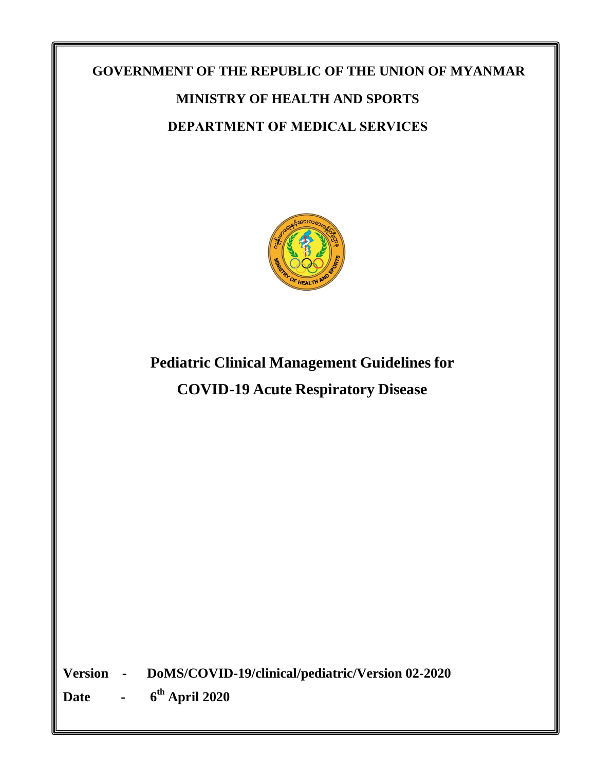**GOVERNMENT OF THE REPUBLIC OF THE UNION OF MYANMAR**

**MINISTRY OF HEALTH AND SPORTS**

**DEPARTMENT OF MEDICAL SERVICES**

# Pediatric Clinical Management Guidelines for COVID-19 Acute Respiratory Disease

**Version - DoMS/COVID-19/clinical/pediatric/Version 02-2020**

**Date - 6th April 2020**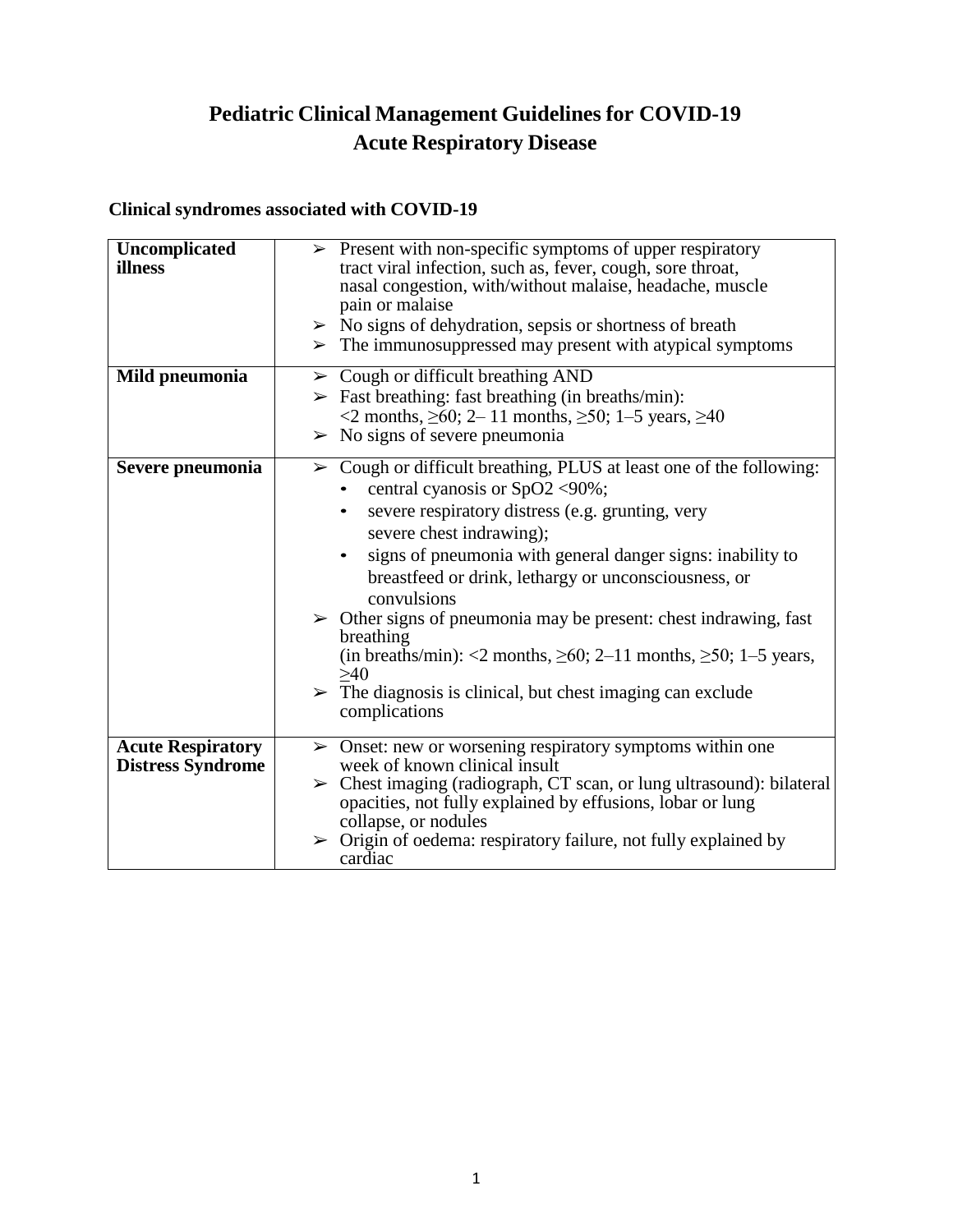# Pediatric Clinical Management Guidelines for COVID-19 Acute Respiratory Disease

## Clinical syndromes associated with COVID-19

| | |
|---|---|
| **Uncomplicated illness** | ➢ Present with non-specific symptoms of upper respiratory tract viral infection, such as, fever, cough, sore throat, nasal congestion, with/without malaise, headache, muscle pain or malaise<br>➢ No signs of dehydration, sepsis or shortness of breath<br>➢ The immunosuppressed may present with atypical symptoms |
| **Mild pneumonia** | ➢ Cough or difficult breathing AND<br>➢ Fast breathing: fast breathing (in breaths/min): <2 months, ≥60; 2– 11 months, ≥50; 1–5 years, ≥40<br>➢ No signs of severe pneumonia |
| **Severe pneumonia** | ➢ Cough or difficult breathing, PLUS at least one of the following:<br>• central cyanosis or SpO2 <90%;<br>• severe respiratory distress (e.g. grunting, very severe chest indrawing);<br>• signs of pneumonia with general danger signs: inability to breastfeed or drink, lethargy or unconsciousness, or convulsions<br>➢ Other signs of pneumonia may be present: chest indrawing, fast breathing (in breaths/min): <2 months, ≥60; 2–11 months, ≥50; 1–5 years, ≥40<br>➢ The diagnosis is clinical, but chest imaging can exclude complications |
| **Acute Respiratory Distress Syndrome** | ➢ Onset: new or worsening respiratory symptoms within one week of known clinical insult<br>➢ Chest imaging (radiograph, CT scan, or lung ultrasound): bilateral opacities, not fully explained by effusions, lobar or lung collapse, or nodules<br>➢ Origin of oedema: respiratory failure, not fully explained by cardiac |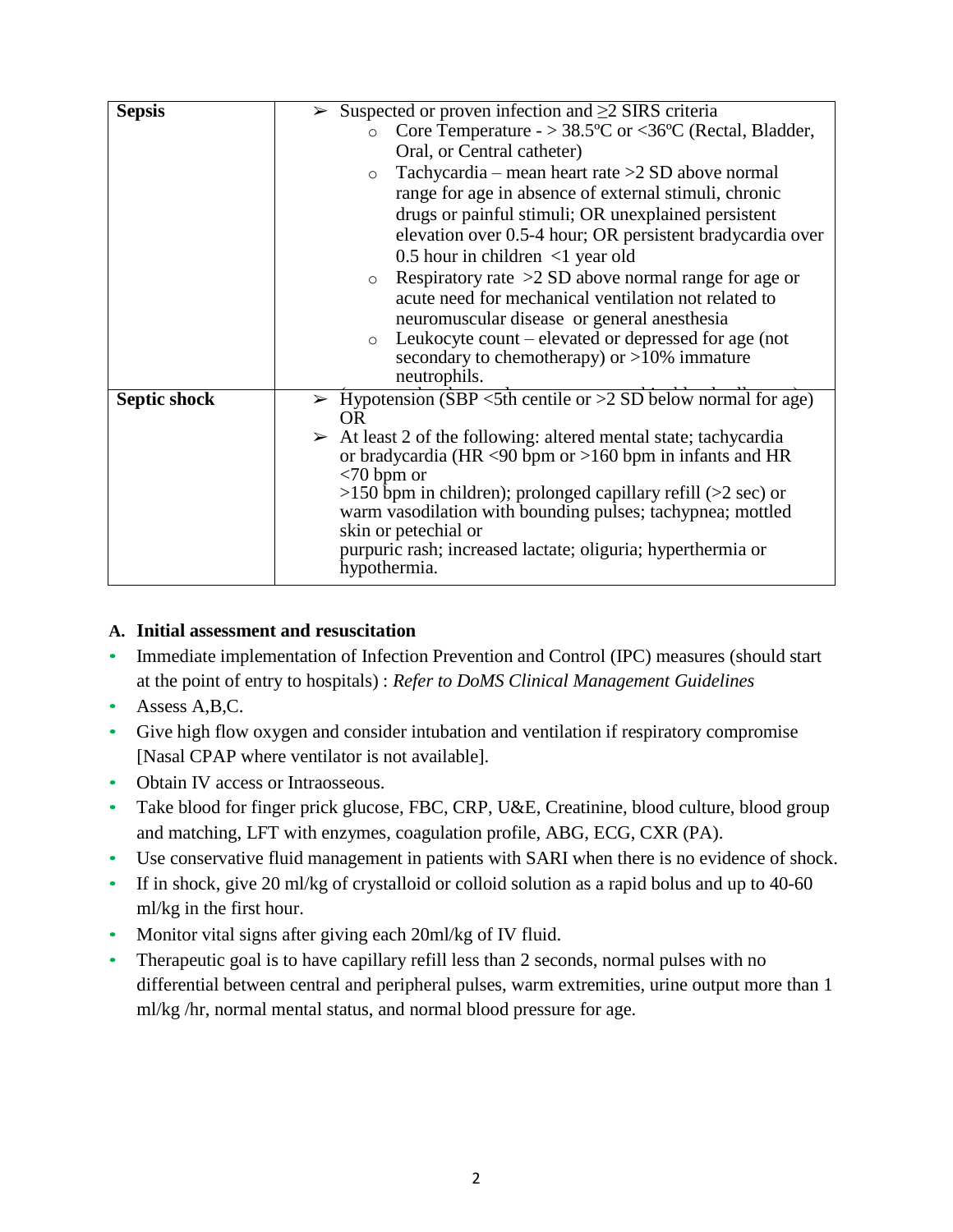| **Sepsis** | ➢ Suspected or proven infection and ≥2 SIRS criteria<br>○ Core Temperature - > 38.5ºC or <36ºC (Rectal, Bladder, Oral, or Central catheter)<br>○ Tachycardia – mean heart rate >2 SD above normal range for age in absence of external stimuli, chronic drugs or painful stimuli; OR unexplained persistent elevation over 0.5-4 hour; OR persistent bradycardia over 0.5 hour in children <1 year old<br>○ Respiratory rate >2 SD above normal range for age or acute need for mechanical ventilation not related to neuromuscular disease or general anesthesia<br>○ Leukocyte count – elevated or depressed for age (not secondary to chemotherapy) or >10% immature neutrophils. |
|---|---|
| **Septic shock** | ➢ Hypotension (SBP <5th centile or >2 SD below normal for age) OR<br>➢ At least 2 of the following: altered mental state; tachycardia or bradycardia (HR <90 bpm or >160 bpm in infants and HR <70 bpm or >150 bpm in children); prolonged capillary refill (>2 sec) or warm vasodilation with bounding pulses; tachypnea; mottled skin or petechial or purpuric rash; increased lactate; oliguria; hyperthermia or hypothermia. |

### A. Initial assessment and resuscitation

- Immediate implementation of Infection Prevention and Control (IPC) measures (should start at the point of entry to hospitals) : *Refer to DoMS Clinical Management Guidelines*
- Assess A,B,C.
- Give high flow oxygen and consider intubation and ventilation if respiratory compromise [Nasal CPAP where ventilator is not available].
- Obtain IV access or Intraosseous.
- Take blood for finger prick glucose, FBC, CRP, U&E, Creatinine, blood culture, blood group and matching, LFT with enzymes, coagulation profile, ABG, ECG, CXR (PA).
- Use conservative fluid management in patients with SARI when there is no evidence of shock.
- If in shock, give 20 ml/kg of crystalloid or colloid solution as a rapid bolus and up to 40-60 ml/kg in the first hour.
- Monitor vital signs after giving each 20ml/kg of IV fluid.
- Therapeutic goal is to have capillary refill less than 2 seconds, normal pulses with no differential between central and peripheral pulses, warm extremities, urine output more than 1 ml/kg /hr, normal mental status, and normal blood pressure for age.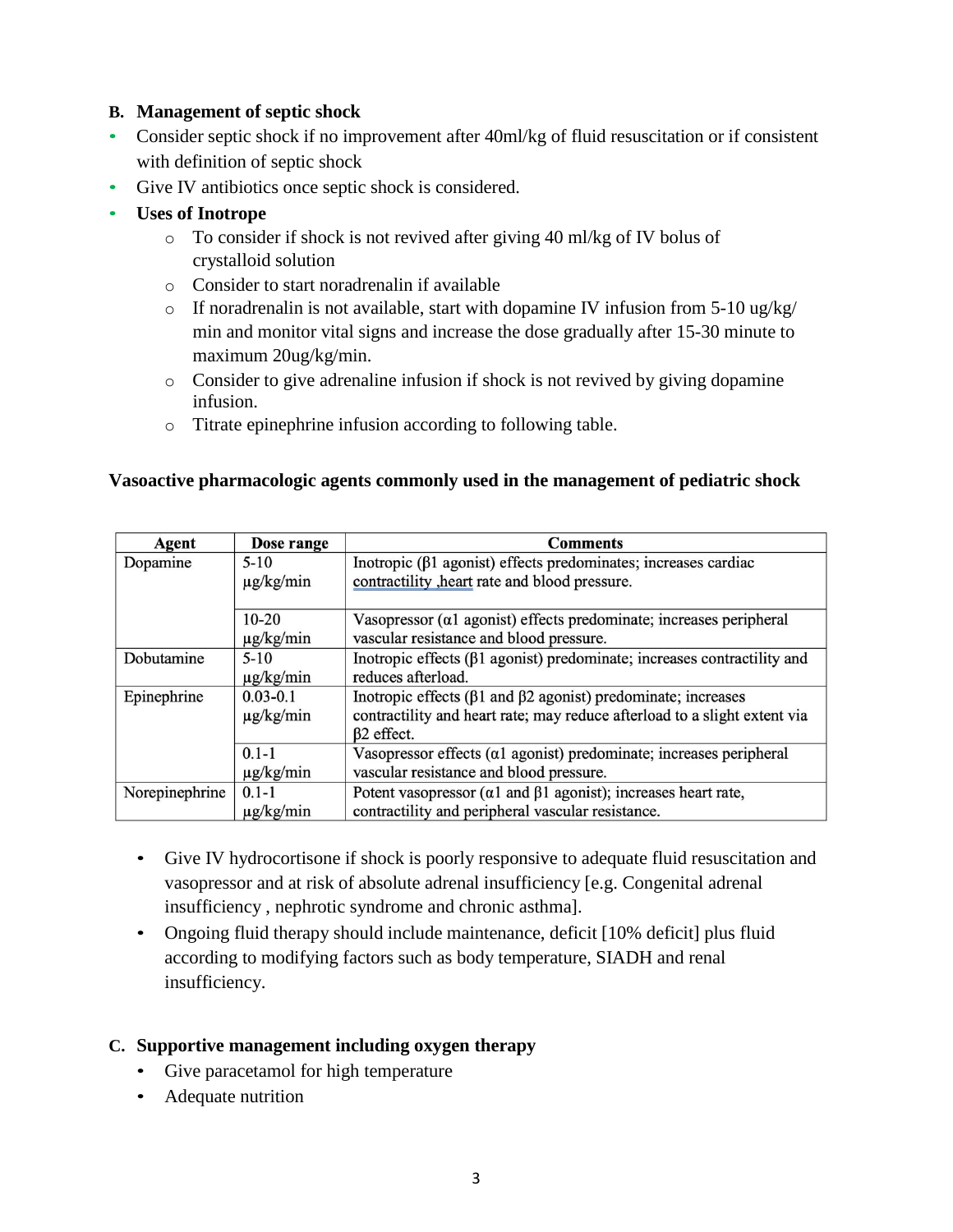**B. Management of septic shock**

- Consider septic shock if no improvement after 40ml/kg of fluid resuscitation or if consistent with definition of septic shock
- Give IV antibiotics once septic shock is considered.
- **Uses of Inotrope**
  - To consider if shock is not revived after giving 40 ml/kg of IV bolus of crystalloid solution
  - Consider to start noradrenalin if available
  - If noradrenalin is not available, start with dopamine IV infusion from 5-10 ug/kg/ min and monitor vital signs and increase the dose gradually after 15-30 minute to maximum 20ug/kg/min.
  - Consider to give adrenaline infusion if shock is not revived by giving dopamine infusion.
  - Titrate epinephrine infusion according to following table.

**Vasoactive pharmacologic agents commonly used in the management of pediatric shock**

| Agent | Dose range | Comments |
|---|---|---|
| Dopamine | 5-10 µg/kg/min | Inotropic (β1 agonist) effects predominates; increases cardiac contractility ,heart rate and blood pressure. |
| | 10-20 µg/kg/min | Vasopressor (α1 agonist) effects predominate; increases peripheral vascular resistance and blood pressure. |
| Dobutamine | 5-10 µg/kg/min | Inotropic effects (β1 agonist) predominate; increases contractility and reduces afterload. |
| Epinephrine | 0.03-0.1 µg/kg/min | Inotropic effects (β1 and β2 agonist) predominate; increases contractility and heart rate; may reduce afterload to a slight extent via β2 effect. |
| | 0.1-1 µg/kg/min | Vasopressor effects (α1 agonist) predominate; increases peripheral vascular resistance and blood pressure. |
| Norepinephrine | 0.1-1 µg/kg/min | Potent vasopressor (α1 and β1 agonist); increases heart rate, contractility and peripheral vascular resistance. |

- Give IV hydrocortisone if shock is poorly responsive to adequate fluid resuscitation and vasopressor and at risk of absolute adrenal insufficiency [e.g. Congenital adrenal insufficiency , nephrotic syndrome and chronic asthma].
- Ongoing fluid therapy should include maintenance, deficit [10% deficit] plus fluid according to modifying factors such as body temperature, SIADH and renal insufficiency.

**C. Supportive management including oxygen therapy**

- Give paracetamol for high temperature
- Adequate nutrition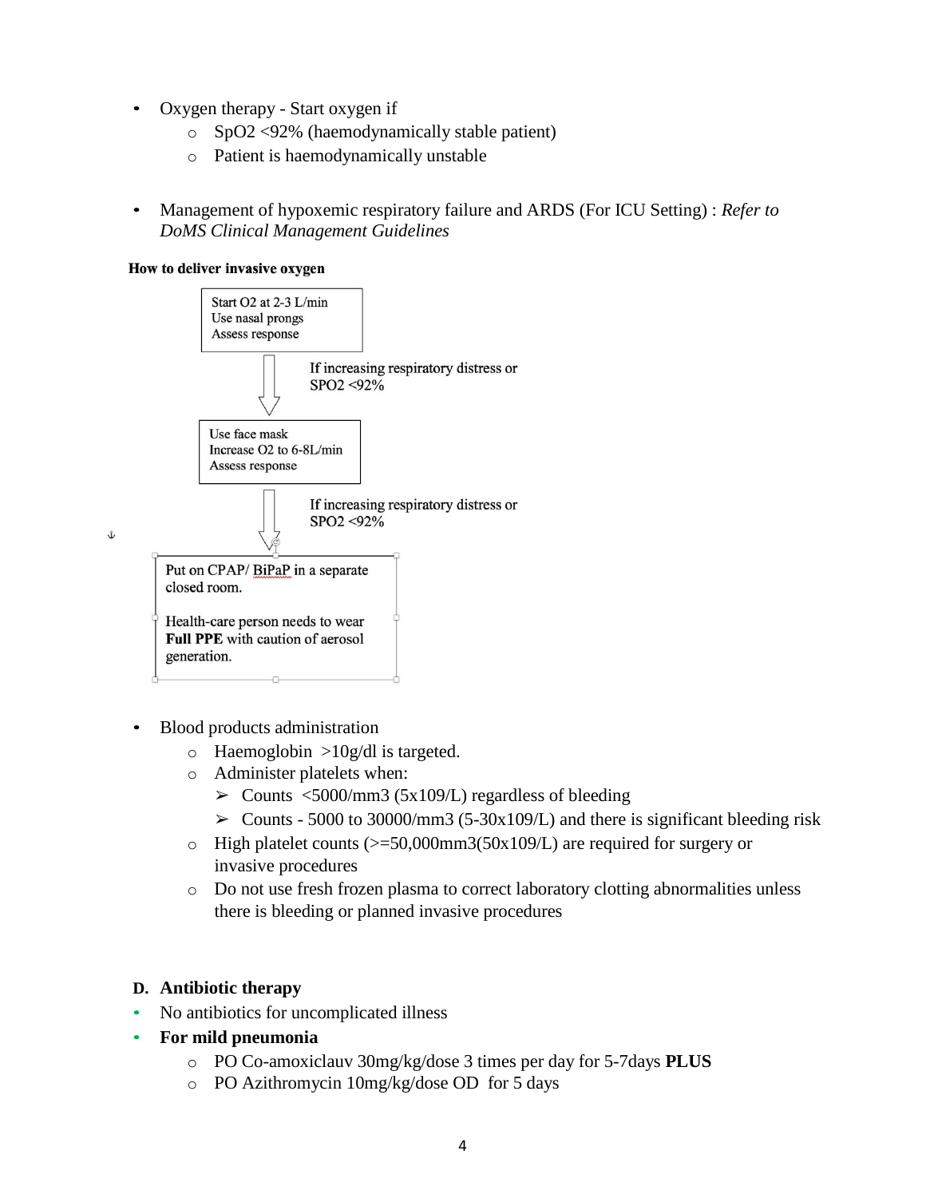- Oxygen therapy - Start oxygen if
  - SpO2 <92% (haemodynamically stable patient)
  - Patient is haemodynamically unstable

- Management of hypoxemic respiratory failure and ARDS (For ICU Setting) : *Refer to DoMS Clinical Management Guidelines*

**How to deliver invasive oxygen**

Start O2 at 2-3 L/min
Use nasal prongs
Assess response

↓ If increasing respiratory distress or SPO2 <92%

Use face mask
Increase O2 to 6-8L/min
Assess response

↓ If increasing respiratory distress or SPO2 <92%

Put on CPAP/ BiPaP in a separate closed room.

Health-care person needs to wear **Full PPE** with caution of aerosol generation.

- Blood products administration
  - Haemoglobin >10g/dl is targeted.
  - Administer platelets when:
    - Counts <5000/mm3 (5x109/L) regardless of bleeding
    - Counts - 5000 to 30000/mm3 (5-30x109/L) and there is significant bleeding risk
  - High platelet counts (>=50,000mm3(50x109/L) are required for surgery or invasive procedures
  - Do not use fresh frozen plasma to correct laboratory clotting abnormalities unless there is bleeding or planned invasive procedures

**D. Antibiotic therapy**

- No antibiotics for uncomplicated illness
- **For mild pneumonia**
  - PO Co-amoxiclauv 30mg/kg/dose 3 times per day for 5-7days **PLUS**
  - PO Azithromycin 10mg/kg/dose OD for 5 days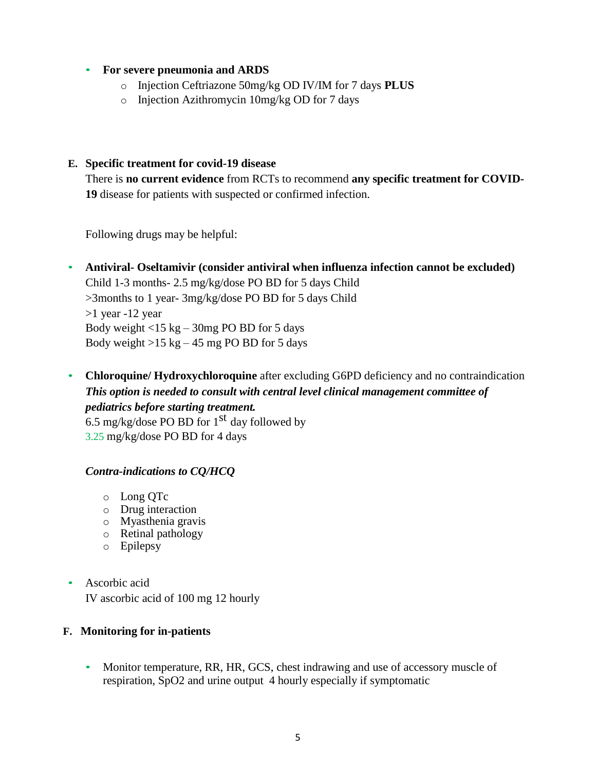- **For severe pneumonia and ARDS**
  - Injection Ceftriazone 50mg/kg OD IV/IM for 7 days **PLUS**
  - Injection Azithromycin 10mg/kg OD for 7 days

**E. Specific treatment for covid-19 disease**

There is **no current evidence** from RCTs to recommend **any specific treatment for COVID-19** disease for patients with suspected or confirmed infection.

Following drugs may be helpful:

- **Antiviral- Oseltamivir (consider antiviral when influenza infection cannot be excluded)**
  Child 1-3 months- 2.5 mg/kg/dose PO BD for 5 days Child
  >3months to 1 year- 3mg/kg/dose PO BD for 5 days Child
  >1 year -12 year
  Body weight <15 kg – 30mg PO BD for 5 days
  Body weight >15 kg – 45 mg PO BD for 5 days

- **Chloroquine/ Hydroxychloroquine** after excluding G6PD deficiency and no contraindication
  ***This option is needed to consult with central level clinical management committee of pediatrics before starting treatment.***
  6.5 mg/kg/dose PO BD for 1st day followed by
  3.25 mg/kg/dose PO BD for 4 days

  ***Contra-indications to CQ/HCQ***

  - Long QTc
  - Drug interaction
  - Myasthenia gravis
  - Retinal pathology
  - Epilepsy

- Ascorbic acid
  IV ascorbic acid of 100 mg 12 hourly

**F. Monitoring for in-patients**

- Monitor temperature, RR, HR, GCS, chest indrawing and use of accessory muscle of respiration, SpO2 and urine output 4 hourly especially if symptomatic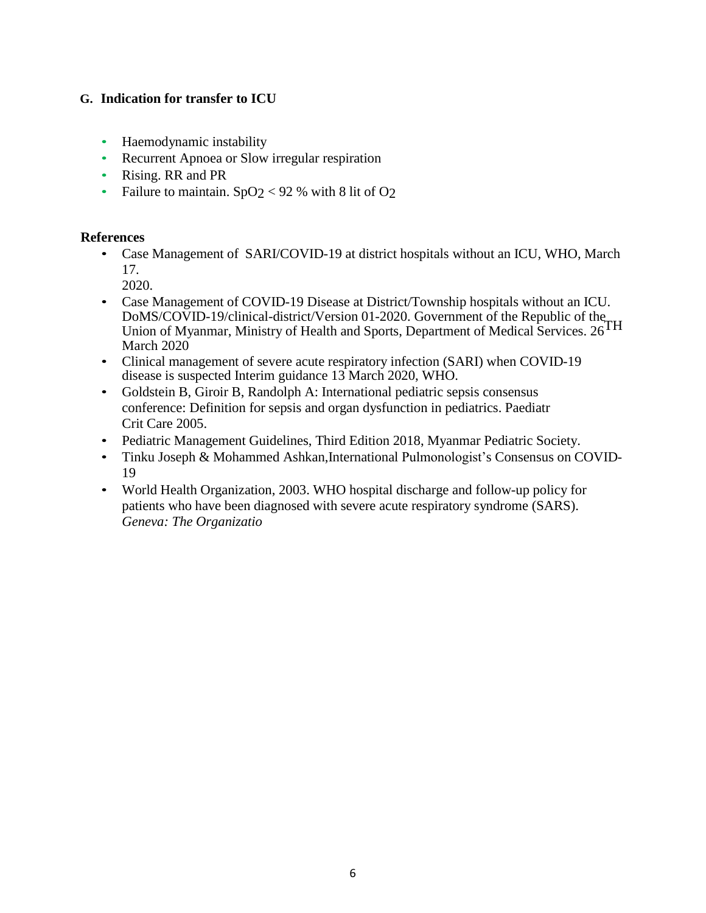### G. Indication for transfer to ICU

- Haemodynamic instability
- Recurrent Apnoea or Slow irregular respiration
- Rising. RR and PR
- Failure to maintain. $SpO_2$ < 92 % with 8 lit of $O_2$

**References**

- Case Management of SARI/COVID-19 at district hospitals without an ICU, WHO, March 17.
  2020.
- Case Management of COVID-19 Disease at District/Township hospitals without an ICU. DoMS/COVID-19/clinical-district/Version 01-2020. Government of the Republic of the Union of Myanmar, Ministry of Health and Sports, Department of Medical Services. 26TH March 2020
- Clinical management of severe acute respiratory infection (SARI) when COVID-19 disease is suspected Interim guidance 13 March 2020, WHO.
- Goldstein B, Giroir B, Randolph A: International pediatric sepsis consensus conference: Definition for sepsis and organ dysfunction in pediatrics. Paediatr Crit Care 2005.
- Pediatric Management Guidelines, Third Edition 2018, Myanmar Pediatric Society.
- Tinku Joseph & Mohammed Ashkan,International Pulmonologist's Consensus on COVID-19
- World Health Organization, 2003. WHO hospital discharge and follow-up policy for patients who have been diagnosed with severe acute respiratory syndrome (SARS). *Geneva: The Organizatio*